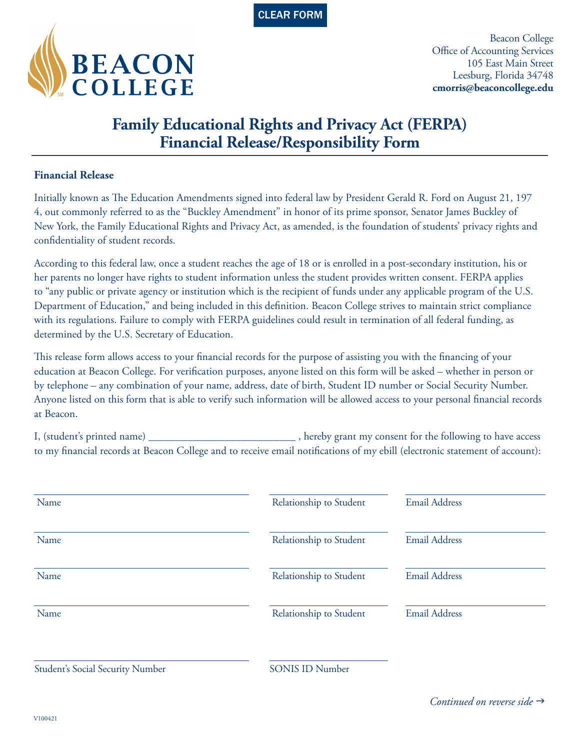CLEAR FORM

**BEACON COLLEGE**

Beacon College
Office of Accounting Services
105 East Main Street
Leesburg, Florida 34748
**cmorris@beaconcollege.edu**

# Family Educational Rights and Privacy Act (FERPA) Financial Release/Responsibility Form

### Financial Release

Initially known as The Education Amendments signed into federal law by President Gerald R. Ford on August 21, 197 4, out commonly referred to as the "Buckley Amendment" in honor of its prime sponsor, Senator James Buckley of New York, the Family Educational Rights and Privacy Act, as amended, is the foundation of students' privacy rights and confidentiality of student records.

According to this federal law, once a student reaches the age of 18 or is enrolled in a post-secondary institution, his or her parents no longer have rights to student information unless the student provides written consent. FERPA applies to "any public or private agency or institution which is the recipient of funds under any applicable program of the U.S. Department of Education," and being included in this definition. Beacon College strives to maintain strict compliance with its regulations. Failure to comply with FERPA guidelines could result in termination of all federal funding, as determined by the U.S. Secretary of Education.

This release form allows access to your financial records for the purpose of assisting you with the financing of your education at Beacon College. For verification purposes, anyone listed on this form will be asked – whether in person or by telephone – any combination of your name, address, date of birth, Student ID number or Social Security Number. Anyone listed on this form that is able to verify such information will be allowed access to your personal financial records at Beacon.

I, (student's printed name) ___________________________ , hereby grant my consent for the following to have access to my financial records at Beacon College and to receive email notifications of my ebill (electronic statement of account):

| Name | Relationship to Student | Email Address |
|---|---|---|
| | | |
| | | |
| | | |
| | | |

_______________________________
Student's Social Security Number

_______________________________
SONIS ID Number

*Continued on reverse side →*

V100421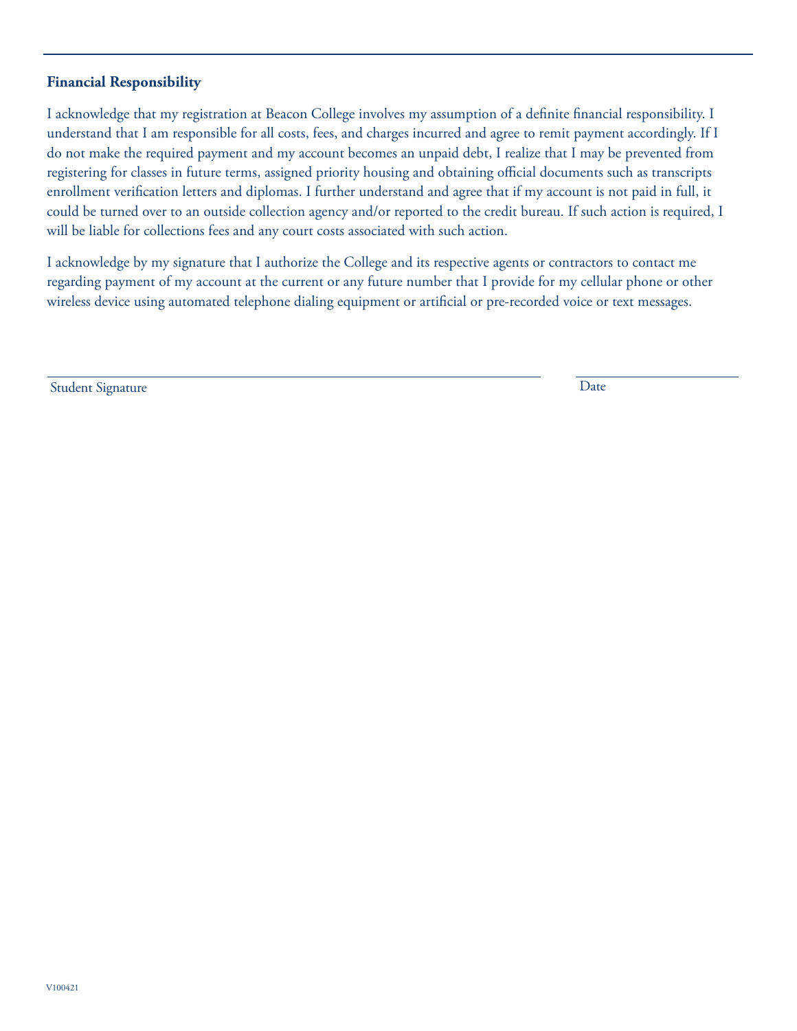**Financial Responsibility**

I acknowledge that my registration at Beacon College involves my assumption of a definite financial responsibility. I understand that I am responsible for all costs, fees, and charges incurred and agree to remit payment accordingly. If I do not make the required payment and my account becomes an unpaid debt, I realize that I may be prevented from registering for classes in future terms, assigned priority housing and obtaining official documents such as transcripts enrollment verification letters and diplomas. I further understand and agree that if my account is not paid in full, it could be turned over to an outside collection agency and/or reported to the credit bureau. If such action is required, I will be liable for collections fees and any court costs associated with such action.

I acknowledge by my signature that I authorize the College and its respective agents or contractors to contact me regarding payment of my account at the current or any future number that I provide for my cellular phone or other wireless device using automated telephone dialing equipment or artificial or pre-recorded voice or text messages.

Student Signature ______________________________ Date ______________

V100421